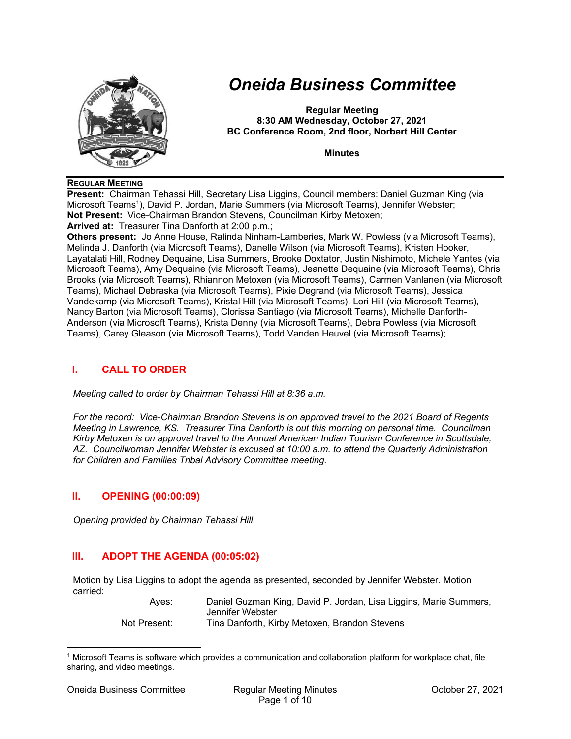# Oneida Business Committee

**Regular Meeting**
**8:30 AM Wednesday, October 27, 2021**
**BC Conference Room, 2nd floor, Norbert Hill Center**

**Minutes**

**REGULAR MEETING**

**Present:** Chairman Tehassi Hill, Secretary Lisa Liggins, Council members: Daniel Guzman King (via Microsoft Teams[1]), David P. Jordan, Marie Summers (via Microsoft Teams), Jennifer Webster;
**Not Present:** Vice-Chairman Brandon Stevens, Councilman Kirby Metoxen;
**Arrived at:** Treasurer Tina Danforth at 2:00 p.m.;
**Others present:** Jo Anne House, Ralinda Ninham-Lamberies, Mark W. Powless (via Microsoft Teams), Melinda J. Danforth (via Microsoft Teams), Danelle Wilson (via Microsoft Teams), Kristen Hooker, Layatalati Hill, Rodney Dequaine, Lisa Summers, Brooke Doxtator, Justin Nishimoto, Michele Yantes (via Microsoft Teams), Amy Dequaine (via Microsoft Teams), Jeanette Dequaine (via Microsoft Teams), Chris Brooks (via Microsoft Teams), Rhiannon Metoxen (via Microsoft Teams), Carmen Vanlanen (via Microsoft Teams), Michael Debraska (via Microsoft Teams), Pixie Degrand (via Microsoft Teams), Jessica Vandekamp (via Microsoft Teams), Kristal Hill (via Microsoft Teams), Lori Hill (via Microsoft Teams), Nancy Barton (via Microsoft Teams), Clorissa Santiago (via Microsoft Teams), Michelle Danforth-Anderson (via Microsoft Teams), Krista Denny (via Microsoft Teams), Debra Powless (via Microsoft Teams), Carey Gleason (via Microsoft Teams), Todd Vanden Heuvel (via Microsoft Teams);

## I. CALL TO ORDER

*Meeting called to order by Chairman Tehassi Hill at 8:36 a.m.*

*For the record: Vice-Chairman Brandon Stevens is on approved travel to the 2021 Board of Regents Meeting in Lawrence, KS. Treasurer Tina Danforth is out this morning on personal time. Councilman Kirby Metoxen is on approval travel to the Annual American Indian Tourism Conference in Scottsdale, AZ. Councilwoman Jennifer Webster is excused at 10:00 a.m. to attend the Quarterly Administration for Children and Families Tribal Advisory Committee meeting.*

## II. OPENING (00:00:09)

*Opening provided by Chairman Tehassi Hill.*

## III. ADOPT THE AGENDA (00:05:02)

Motion by Lisa Liggins to adopt the agenda as presented, seconded by Jennifer Webster. Motion carried:

| | |
|---|---|
| Ayes: | Daniel Guzman King, David P. Jordan, Lisa Liggins, Marie Summers, Jennifer Webster |
| Not Present: | Tina Danforth, Kirby Metoxen, Brandon Stevens |

[1] Microsoft Teams is software which provides a communication and collaboration platform for workplace chat, file sharing, and video meetings.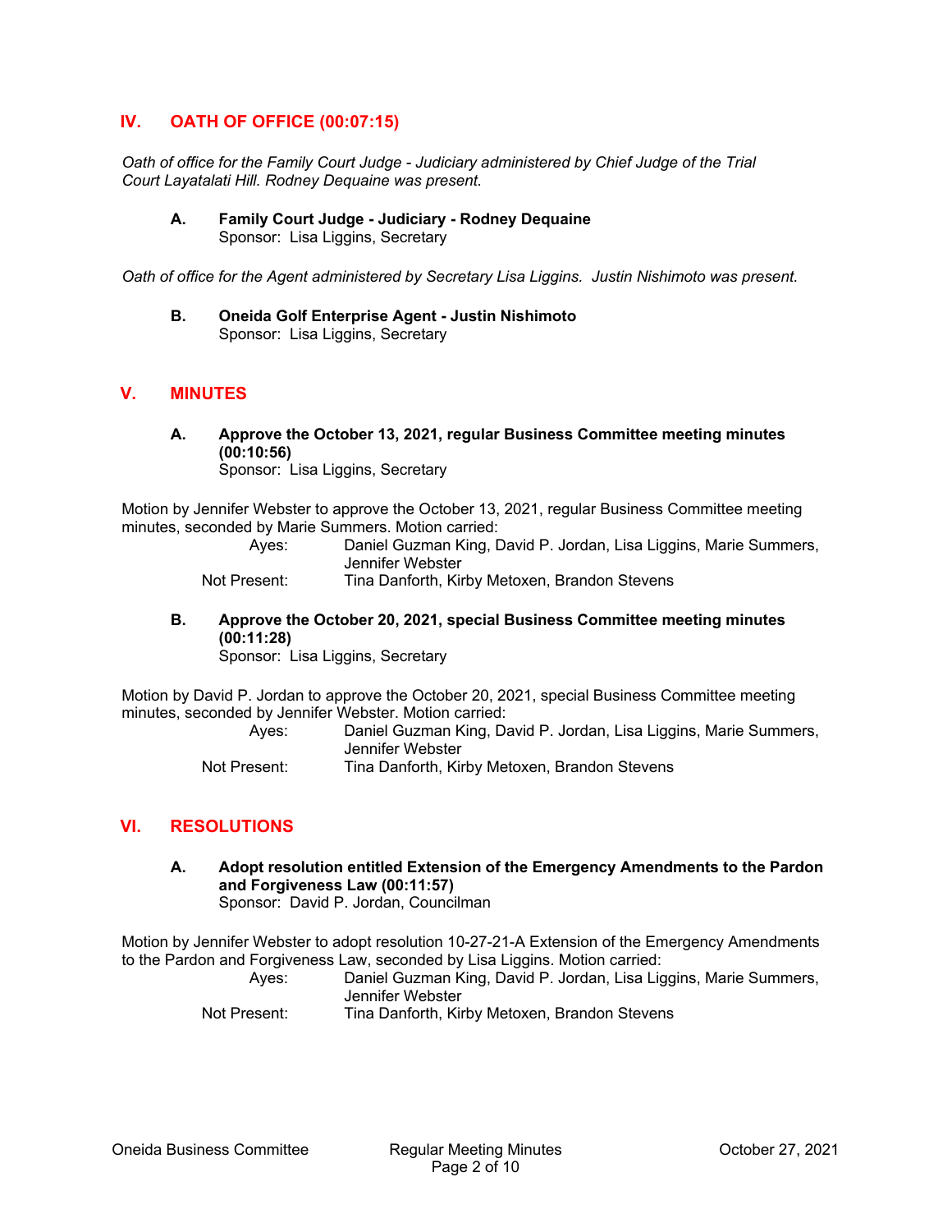## IV. OATH OF OFFICE (00:07:15)

*Oath of office for the Family Court Judge - Judiciary administered by Chief Judge of the Trial Court Layatalati Hill. Rodney Dequaine was present.*

**A. Family Court Judge - Judiciary - Rodney Dequaine**
Sponsor: Lisa Liggins, Secretary

*Oath of office for the Agent administered by Secretary Lisa Liggins. Justin Nishimoto was present.*

**B. Oneida Golf Enterprise Agent - Justin Nishimoto**
Sponsor: Lisa Liggins, Secretary

## V. MINUTES

**A. Approve the October 13, 2021, regular Business Committee meeting minutes (00:10:56)**
Sponsor: Lisa Liggins, Secretary

Motion by Jennifer Webster to approve the October 13, 2021, regular Business Committee meeting minutes, seconded by Marie Summers. Motion carried:

Ayes: Daniel Guzman King, David P. Jordan, Lisa Liggins, Marie Summers, Jennifer Webster
Not Present: Tina Danforth, Kirby Metoxen, Brandon Stevens

**B. Approve the October 20, 2021, special Business Committee meeting minutes (00:11:28)**
Sponsor: Lisa Liggins, Secretary

Motion by David P. Jordan to approve the October 20, 2021, special Business Committee meeting minutes, seconded by Jennifer Webster. Motion carried:

Ayes: Daniel Guzman King, David P. Jordan, Lisa Liggins, Marie Summers, Jennifer Webster
Not Present: Tina Danforth, Kirby Metoxen, Brandon Stevens

## VI. RESOLUTIONS

**A. Adopt resolution entitled Extension of the Emergency Amendments to the Pardon and Forgiveness Law (00:11:57)**
Sponsor: David P. Jordan, Councilman

Motion by Jennifer Webster to adopt resolution 10-27-21-A Extension of the Emergency Amendments to the Pardon and Forgiveness Law, seconded by Lisa Liggins. Motion carried:

Ayes: Daniel Guzman King, David P. Jordan, Lisa Liggins, Marie Summers, Jennifer Webster
Not Present: Tina Danforth, Kirby Metoxen, Brandon Stevens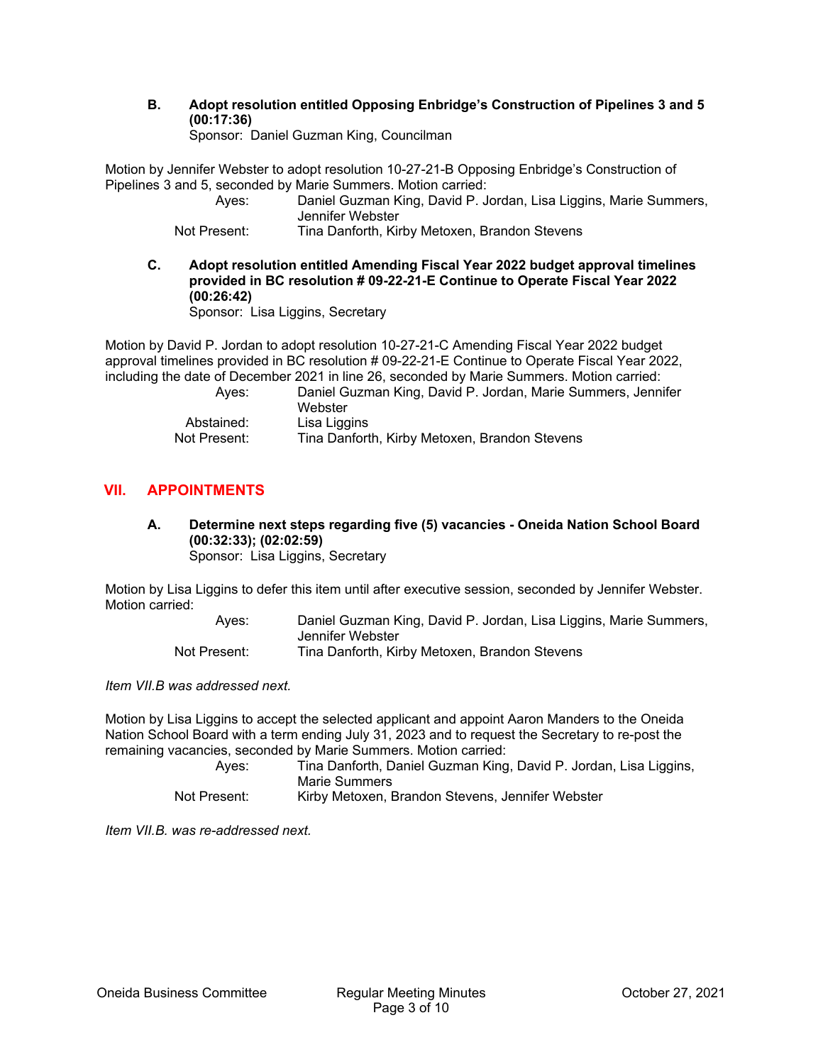**B. Adopt resolution entitled Opposing Enbridge's Construction of Pipelines 3 and 5 (00:17:36)**
Sponsor: Daniel Guzman King, Councilman

Motion by Jennifer Webster to adopt resolution 10-27-21-B Opposing Enbridge's Construction of Pipelines 3 and 5, seconded by Marie Summers. Motion carried:

| | |
|---|---|
| Ayes: | Daniel Guzman King, David P. Jordan, Lisa Liggins, Marie Summers, Jennifer Webster |
| Not Present: | Tina Danforth, Kirby Metoxen, Brandon Stevens |

**C. Adopt resolution entitled Amending Fiscal Year 2022 budget approval timelines provided in BC resolution # 09-22-21-E Continue to Operate Fiscal Year 2022 (00:26:42)**
Sponsor: Lisa Liggins, Secretary

Motion by David P. Jordan to adopt resolution 10-27-21-C Amending Fiscal Year 2022 budget approval timelines provided in BC resolution # 09-22-21-E Continue to Operate Fiscal Year 2022, including the date of December 2021 in line 26, seconded by Marie Summers. Motion carried:

| | |
|---|---|
| Ayes: | Daniel Guzman King, David P. Jordan, Marie Summers, Jennifer Webster |
| Abstained: | Lisa Liggins |
| Not Present: | Tina Danforth, Kirby Metoxen, Brandon Stevens |

## VII. APPOINTMENTS

**A. Determine next steps regarding five (5) vacancies - Oneida Nation School Board (00:32:33); (02:02:59)**
Sponsor: Lisa Liggins, Secretary

Motion by Lisa Liggins to defer this item until after executive session, seconded by Jennifer Webster. Motion carried:

| | |
|---|---|
| Ayes: | Daniel Guzman King, David P. Jordan, Lisa Liggins, Marie Summers, Jennifer Webster |
| Not Present: | Tina Danforth, Kirby Metoxen, Brandon Stevens |

*Item VII.B was addressed next.*

Motion by Lisa Liggins to accept the selected applicant and appoint Aaron Manders to the Oneida Nation School Board with a term ending July 31, 2023 and to request the Secretary to re-post the remaining vacancies, seconded by Marie Summers. Motion carried:

| | |
|---|---|
| Ayes: | Tina Danforth, Daniel Guzman King, David P. Jordan, Lisa Liggins, Marie Summers |
| Not Present: | Kirby Metoxen, Brandon Stevens, Jennifer Webster |

*Item VII.B. was re-addressed next.*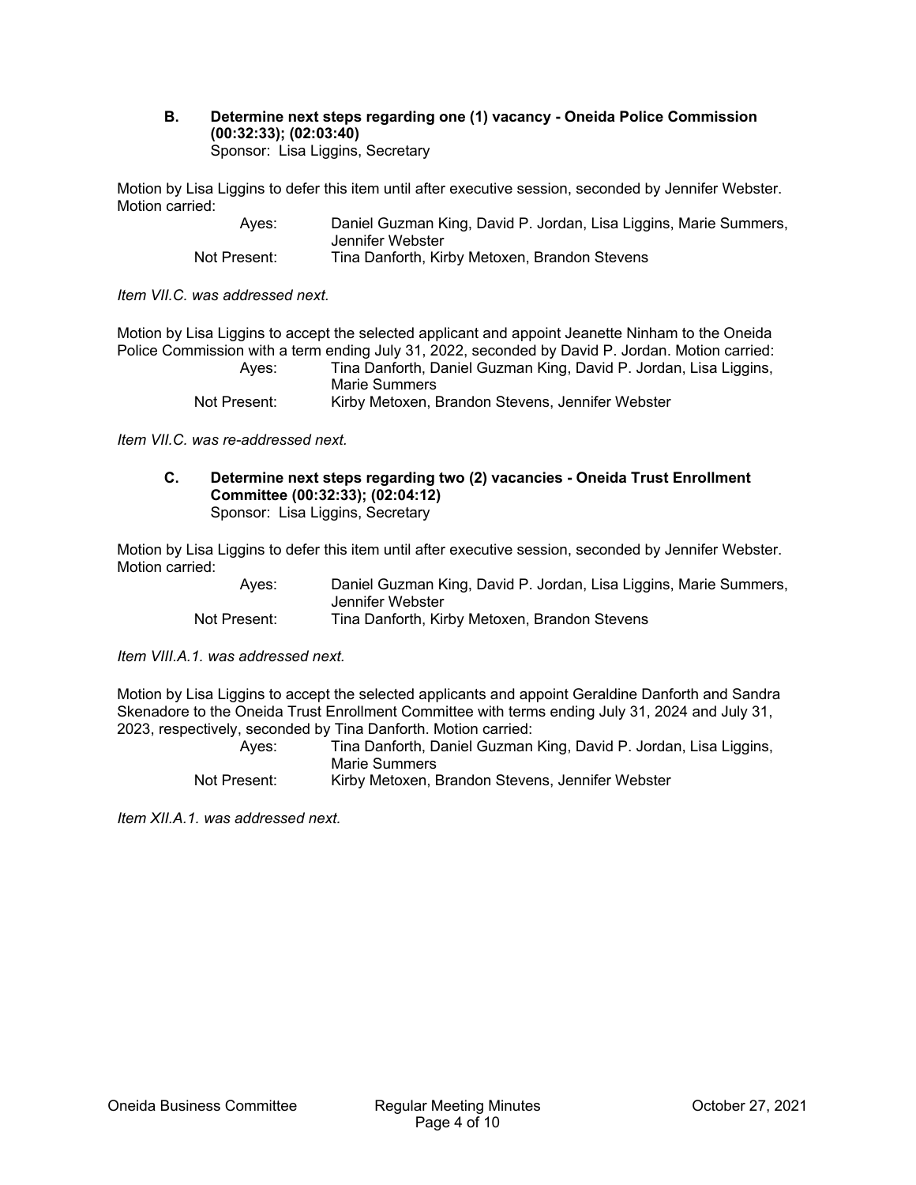**B. Determine next steps regarding one (1) vacancy - Oneida Police Commission (00:32:33); (02:03:40)**
Sponsor: Lisa Liggins, Secretary

Motion by Lisa Liggins to defer this item until after executive session, seconded by Jennifer Webster. Motion carried:

| | |
|---|---|
| Ayes: | Daniel Guzman King, David P. Jordan, Lisa Liggins, Marie Summers, Jennifer Webster |
| Not Present: | Tina Danforth, Kirby Metoxen, Brandon Stevens |

*Item VII.C. was addressed next.*

Motion by Lisa Liggins to accept the selected applicant and appoint Jeanette Ninham to the Oneida Police Commission with a term ending July 31, 2022, seconded by David P. Jordan. Motion carried:

| | |
|---|---|
| Ayes: | Tina Danforth, Daniel Guzman King, David P. Jordan, Lisa Liggins, Marie Summers |
| Not Present: | Kirby Metoxen, Brandon Stevens, Jennifer Webster |

*Item VII.C. was re-addressed next.*

**C. Determine next steps regarding two (2) vacancies - Oneida Trust Enrollment Committee (00:32:33); (02:04:12)**
Sponsor: Lisa Liggins, Secretary

Motion by Lisa Liggins to defer this item until after executive session, seconded by Jennifer Webster. Motion carried:

| | |
|---|---|
| Ayes: | Daniel Guzman King, David P. Jordan, Lisa Liggins, Marie Summers, Jennifer Webster |
| Not Present: | Tina Danforth, Kirby Metoxen, Brandon Stevens |

*Item VIII.A.1. was addressed next.*

Motion by Lisa Liggins to accept the selected applicants and appoint Geraldine Danforth and Sandra Skenadore to the Oneida Trust Enrollment Committee with terms ending July 31, 2024 and July 31, 2023, respectively, seconded by Tina Danforth. Motion carried:

| | |
|---|---|
| Ayes: | Tina Danforth, Daniel Guzman King, David P. Jordan, Lisa Liggins, Marie Summers |
| Not Present: | Kirby Metoxen, Brandon Stevens, Jennifer Webster |

*Item XII.A.1. was addressed next.*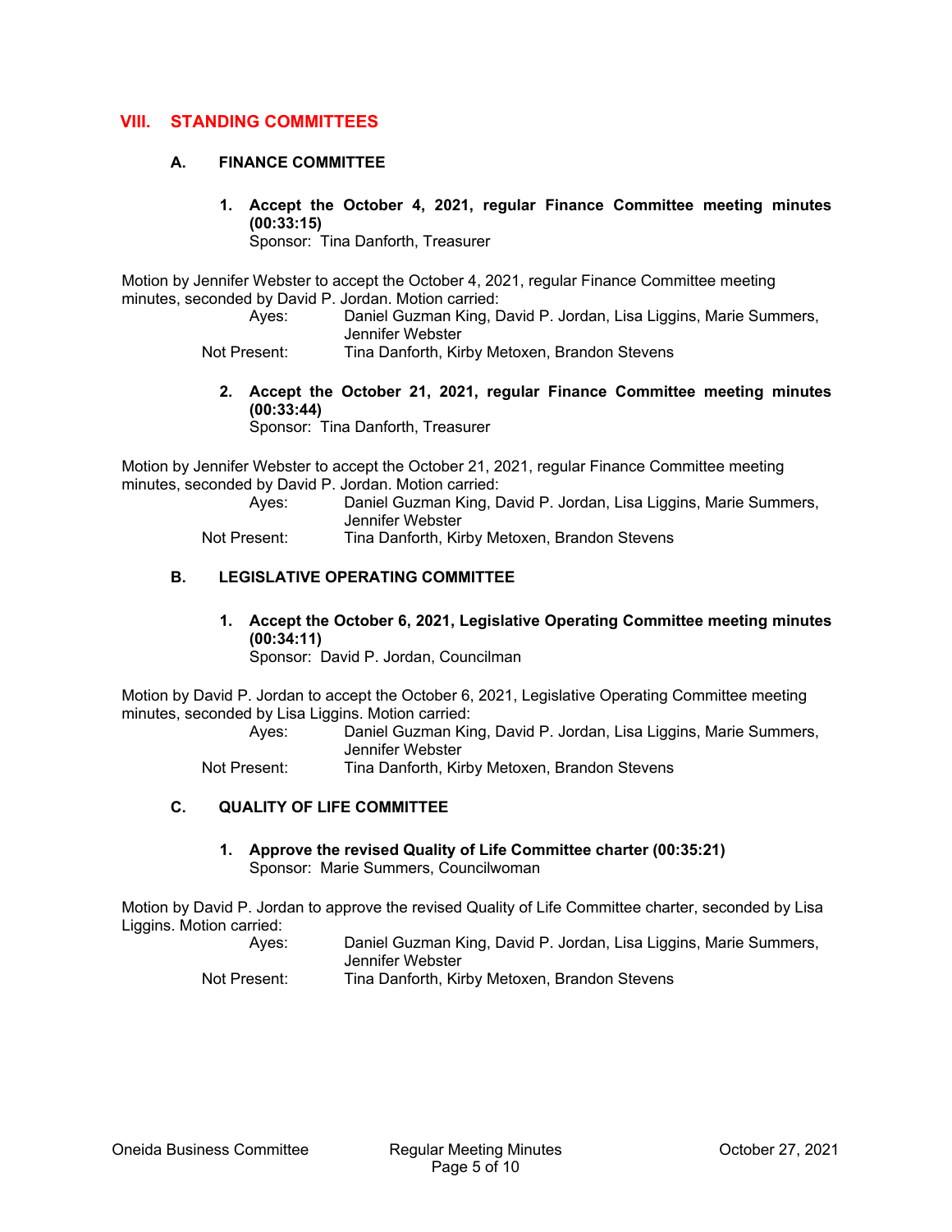## VIII. STANDING COMMITTEES

### A. FINANCE COMMITTEE

**1. Accept the October 4, 2021, regular Finance Committee meeting minutes (00:33:15)**
Sponsor: Tina Danforth, Treasurer

Motion by Jennifer Webster to accept the October 4, 2021, regular Finance Committee meeting minutes, seconded by David P. Jordan. Motion carried:

Ayes: Daniel Guzman King, David P. Jordan, Lisa Liggins, Marie Summers, Jennifer Webster
Not Present: Tina Danforth, Kirby Metoxen, Brandon Stevens

**2. Accept the October 21, 2021, regular Finance Committee meeting minutes (00:33:44)**
Sponsor: Tina Danforth, Treasurer

Motion by Jennifer Webster to accept the October 21, 2021, regular Finance Committee meeting minutes, seconded by David P. Jordan. Motion carried:

Ayes: Daniel Guzman King, David P. Jordan, Lisa Liggins, Marie Summers, Jennifer Webster
Not Present: Tina Danforth, Kirby Metoxen, Brandon Stevens

### B. LEGISLATIVE OPERATING COMMITTEE

**1. Accept the October 6, 2021, Legislative Operating Committee meeting minutes (00:34:11)**
Sponsor: David P. Jordan, Councilman

Motion by David P. Jordan to accept the October 6, 2021, Legislative Operating Committee meeting minutes, seconded by Lisa Liggins. Motion carried:

Ayes: Daniel Guzman King, David P. Jordan, Lisa Liggins, Marie Summers, Jennifer Webster
Not Present: Tina Danforth, Kirby Metoxen, Brandon Stevens

### C. QUALITY OF LIFE COMMITTEE

**1. Approve the revised Quality of Life Committee charter (00:35:21)**
Sponsor: Marie Summers, Councilwoman

Motion by David P. Jordan to approve the revised Quality of Life Committee charter, seconded by Lisa Liggins. Motion carried:

Ayes: Daniel Guzman King, David P. Jordan, Lisa Liggins, Marie Summers, Jennifer Webster
Not Present: Tina Danforth, Kirby Metoxen, Brandon Stevens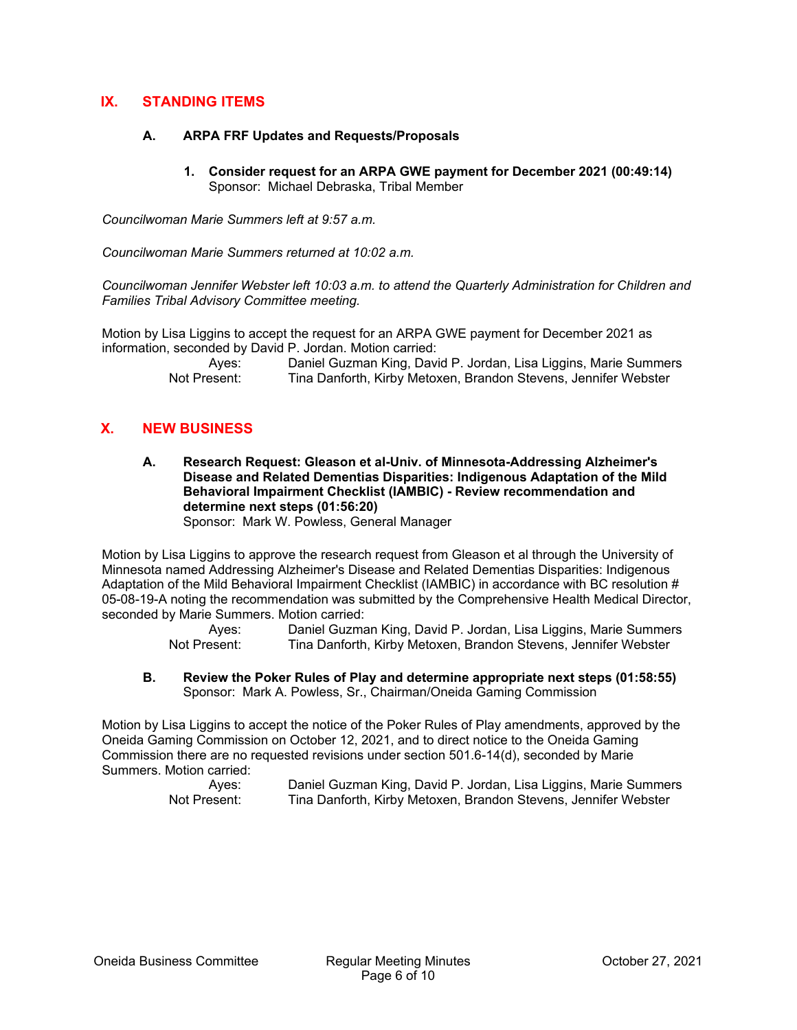## IX. STANDING ITEMS

### A. ARPA FRF Updates and Requests/Proposals

**1. Consider request for an ARPA GWE payment for December 2021 (00:49:14)**
Sponsor: Michael Debraska, Tribal Member

*Councilwoman Marie Summers left at 9:57 a.m.*

*Councilwoman Marie Summers returned at 10:02 a.m.*

*Councilwoman Jennifer Webster left 10:03 a.m. to attend the Quarterly Administration for Children and Families Tribal Advisory Committee meeting.*

Motion by Lisa Liggins to accept the request for an ARPA GWE payment for December 2021 as information, seconded by David P. Jordan. Motion carried:

Ayes: Daniel Guzman King, David P. Jordan, Lisa Liggins, Marie Summers
Not Present: Tina Danforth, Kirby Metoxen, Brandon Stevens, Jennifer Webster

## X. NEW BUSINESS

### A. Research Request: Gleason et al-Univ. of Minnesota-Addressing Alzheimer's Disease and Related Dementias Disparities: Indigenous Adaptation of the Mild Behavioral Impairment Checklist (IAMBIC) - Review recommendation and determine next steps (01:56:20)

Sponsor: Mark W. Powless, General Manager

Motion by Lisa Liggins to approve the research request from Gleason et al through the University of Minnesota named Addressing Alzheimer's Disease and Related Dementias Disparities: Indigenous Adaptation of the Mild Behavioral Impairment Checklist (IAMBIC) in accordance with BC resolution # 05-08-19-A noting the recommendation was submitted by the Comprehensive Health Medical Director, seconded by Marie Summers. Motion carried:

Ayes: Daniel Guzman King, David P. Jordan, Lisa Liggins, Marie Summers
Not Present: Tina Danforth, Kirby Metoxen, Brandon Stevens, Jennifer Webster

### B. Review the Poker Rules of Play and determine appropriate next steps (01:58:55)

Sponsor: Mark A. Powless, Sr., Chairman/Oneida Gaming Commission

Motion by Lisa Liggins to accept the notice of the Poker Rules of Play amendments, approved by the Oneida Gaming Commission on October 12, 2021, and to direct notice to the Oneida Gaming Commission there are no requested revisions under section 501.6-14(d), seconded by Marie Summers. Motion carried:

Ayes: Daniel Guzman King, David P. Jordan, Lisa Liggins, Marie Summers
Not Present: Tina Danforth, Kirby Metoxen, Brandon Stevens, Jennifer Webster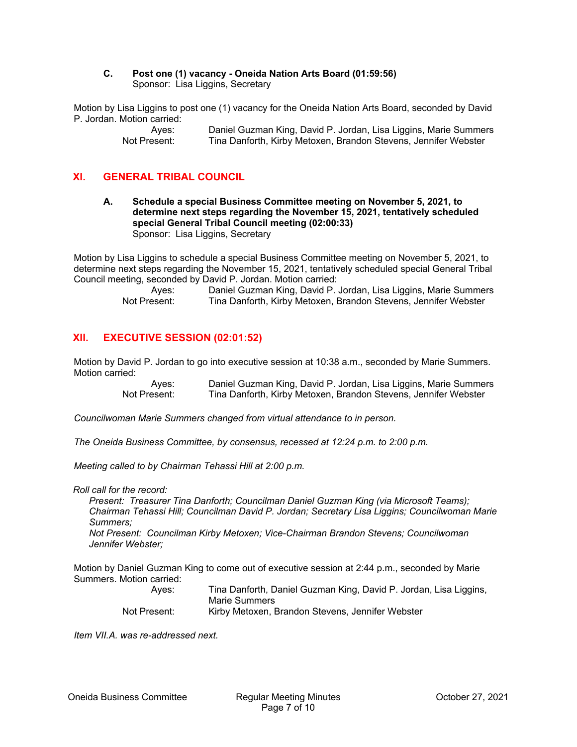**C. Post one (1) vacancy - Oneida Nation Arts Board (01:59:56)**
Sponsor: Lisa Liggins, Secretary

Motion by Lisa Liggins to post one (1) vacancy for the Oneida Nation Arts Board, seconded by David P. Jordan. Motion carried:

Ayes: Daniel Guzman King, David P. Jordan, Lisa Liggins, Marie Summers
Not Present: Tina Danforth, Kirby Metoxen, Brandon Stevens, Jennifer Webster

## XI. GENERAL TRIBAL COUNCIL

**A. Schedule a special Business Committee meeting on November 5, 2021, to determine next steps regarding the November 15, 2021, tentatively scheduled special General Tribal Council meeting (02:00:33)**
Sponsor: Lisa Liggins, Secretary

Motion by Lisa Liggins to schedule a special Business Committee meeting on November 5, 2021, to determine next steps regarding the November 15, 2021, tentatively scheduled special General Tribal Council meeting, seconded by David P. Jordan. Motion carried:

Ayes: Daniel Guzman King, David P. Jordan, Lisa Liggins, Marie Summers
Not Present: Tina Danforth, Kirby Metoxen, Brandon Stevens, Jennifer Webster

## XII. EXECUTIVE SESSION (02:01:52)

Motion by David P. Jordan to go into executive session at 10:38 a.m., seconded by Marie Summers. Motion carried:

Ayes: Daniel Guzman King, David P. Jordan, Lisa Liggins, Marie Summers
Not Present: Tina Danforth, Kirby Metoxen, Brandon Stevens, Jennifer Webster

*Councilwoman Marie Summers changed from virtual attendance to in person.*

*The Oneida Business Committee, by consensus, recessed at 12:24 p.m. to 2:00 p.m.*

*Meeting called to by Chairman Tehassi Hill at 2:00 p.m.*

*Roll call for the record:*

*Present: Treasurer Tina Danforth; Councilman Daniel Guzman King (via Microsoft Teams); Chairman Tehassi Hill; Councilman David P. Jordan; Secretary Lisa Liggins; Councilwoman Marie Summers;*

*Not Present: Councilman Kirby Metoxen; Vice-Chairman Brandon Stevens; Councilwoman Jennifer Webster;*

Motion by Daniel Guzman King to come out of executive session at 2:44 p.m., seconded by Marie Summers. Motion carried:

Ayes: Tina Danforth, Daniel Guzman King, David P. Jordan, Lisa Liggins, Marie Summers
Not Present: Kirby Metoxen, Brandon Stevens, Jennifer Webster

*Item VII.A. was re-addressed next.*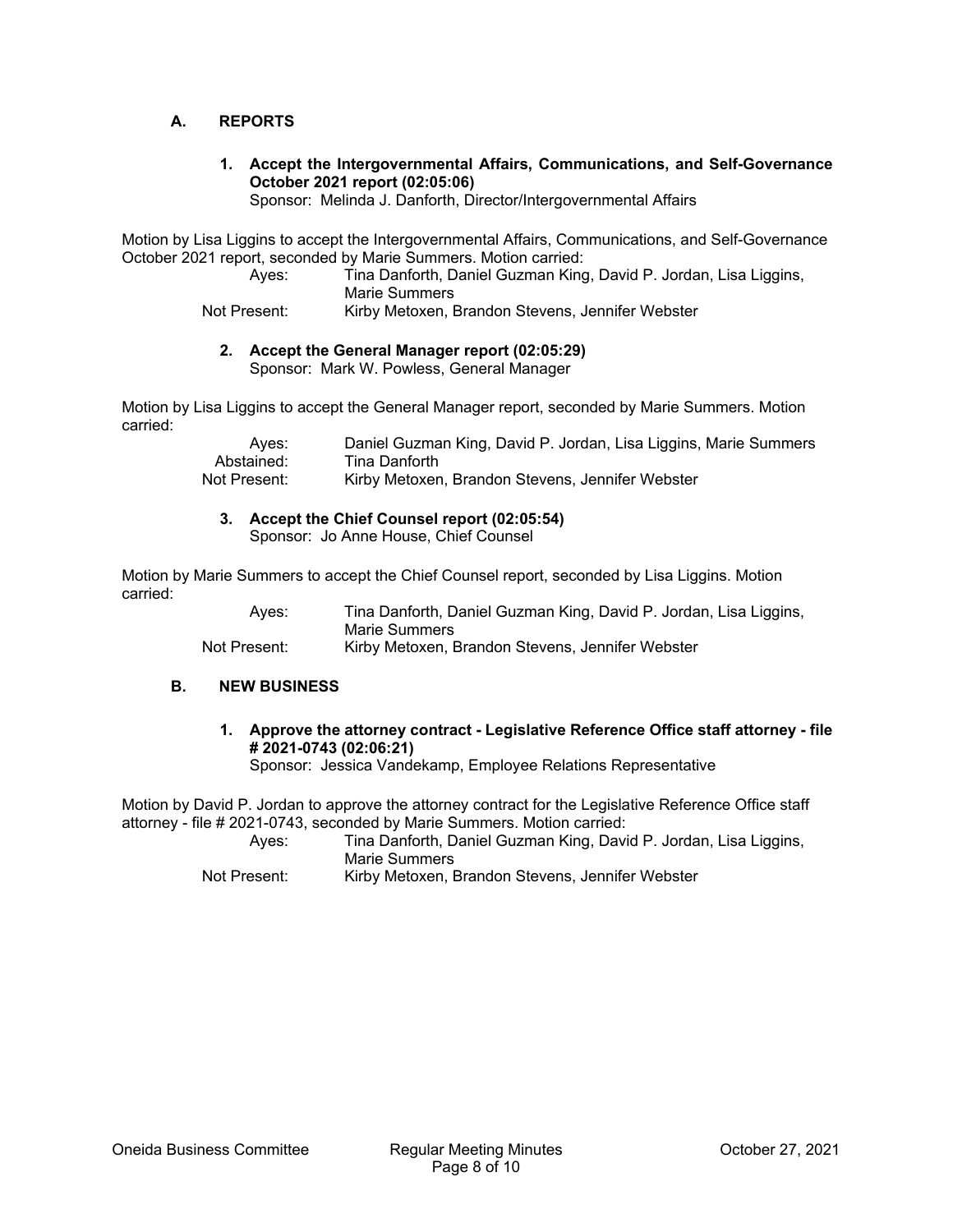## A. REPORTS

### 1. Accept the Intergovernmental Affairs, Communications, and Self-Governance October 2021 report (02:05:06)

Sponsor: Melinda J. Danforth, Director/Intergovernmental Affairs

Motion by Lisa Liggins to accept the Intergovernmental Affairs, Communications, and Self-Governance October 2021 report, seconded by Marie Summers. Motion carried:

Ayes: Tina Danforth, Daniel Guzman King, David P. Jordan, Lisa Liggins, Marie Summers
Not Present: Kirby Metoxen, Brandon Stevens, Jennifer Webster

### 2. Accept the General Manager report (02:05:29)

Sponsor: Mark W. Powless, General Manager

Motion by Lisa Liggins to accept the General Manager report, seconded by Marie Summers. Motion carried:

Ayes: Daniel Guzman King, David P. Jordan, Lisa Liggins, Marie Summers
Abstained: Tina Danforth
Not Present: Kirby Metoxen, Brandon Stevens, Jennifer Webster

### 3. Accept the Chief Counsel report (02:05:54)

Sponsor: Jo Anne House, Chief Counsel

Motion by Marie Summers to accept the Chief Counsel report, seconded by Lisa Liggins. Motion carried:

Ayes: Tina Danforth, Daniel Guzman King, David P. Jordan, Lisa Liggins, Marie Summers
Not Present: Kirby Metoxen, Brandon Stevens, Jennifer Webster

## B. NEW BUSINESS

### 1. Approve the attorney contract - Legislative Reference Office staff attorney - file # 2021-0743 (02:06:21)

Sponsor: Jessica Vandekamp, Employee Relations Representative

Motion by David P. Jordan to approve the attorney contract for the Legislative Reference Office staff attorney - file # 2021-0743, seconded by Marie Summers. Motion carried:

Ayes: Tina Danforth, Daniel Guzman King, David P. Jordan, Lisa Liggins, Marie Summers
Not Present: Kirby Metoxen, Brandon Stevens, Jennifer Webster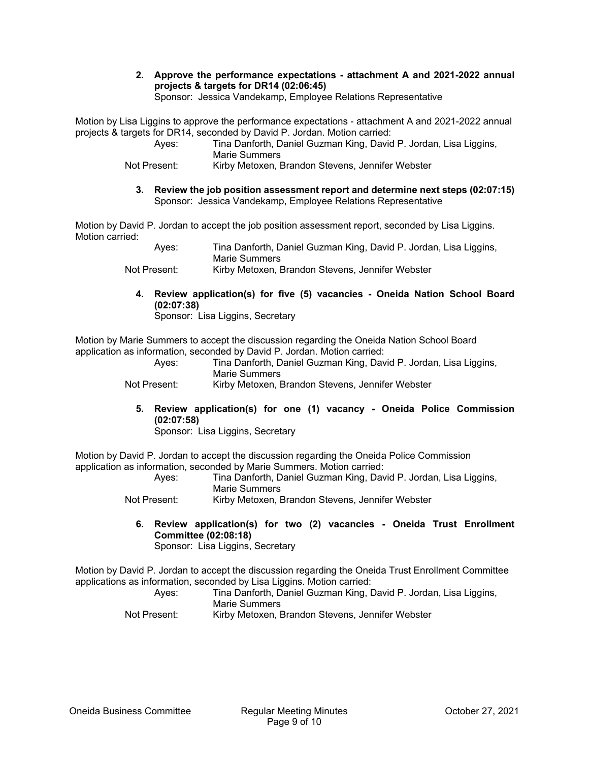**2. Approve the performance expectations - attachment A and 2021-2022 annual projects & targets for DR14 (02:06:45)**
Sponsor: Jessica Vandekamp, Employee Relations Representative

Motion by Lisa Liggins to approve the performance expectations - attachment A and 2021-2022 annual projects & targets for DR14, seconded by David P. Jordan. Motion carried:

Ayes: Tina Danforth, Daniel Guzman King, David P. Jordan, Lisa Liggins, Marie Summers
Not Present: Kirby Metoxen, Brandon Stevens, Jennifer Webster

**3. Review the job position assessment report and determine next steps (02:07:15)**
Sponsor: Jessica Vandekamp, Employee Relations Representative

Motion by David P. Jordan to accept the job position assessment report, seconded by Lisa Liggins. Motion carried:

Ayes: Tina Danforth, Daniel Guzman King, David P. Jordan, Lisa Liggins, Marie Summers
Not Present: Kirby Metoxen, Brandon Stevens, Jennifer Webster

**4. Review application(s) for five (5) vacancies - Oneida Nation School Board (02:07:38)**
Sponsor: Lisa Liggins, Secretary

Motion by Marie Summers to accept the discussion regarding the Oneida Nation School Board application as information, seconded by David P. Jordan. Motion carried:

Ayes: Tina Danforth, Daniel Guzman King, David P. Jordan, Lisa Liggins, Marie Summers
Not Present: Kirby Metoxen, Brandon Stevens, Jennifer Webster

**5. Review application(s) for one (1) vacancy - Oneida Police Commission (02:07:58)**
Sponsor: Lisa Liggins, Secretary

Motion by David P. Jordan to accept the discussion regarding the Oneida Police Commission application as information, seconded by Marie Summers. Motion carried:

Ayes: Tina Danforth, Daniel Guzman King, David P. Jordan, Lisa Liggins, Marie Summers
Not Present: Kirby Metoxen, Brandon Stevens, Jennifer Webster

**6. Review application(s) for two (2) vacancies - Oneida Trust Enrollment Committee (02:08:18)**
Sponsor: Lisa Liggins, Secretary

Motion by David P. Jordan to accept the discussion regarding the Oneida Trust Enrollment Committee applications as information, seconded by Lisa Liggins. Motion carried:

Ayes: Tina Danforth, Daniel Guzman King, David P. Jordan, Lisa Liggins, Marie Summers
Not Present: Kirby Metoxen, Brandon Stevens, Jennifer Webster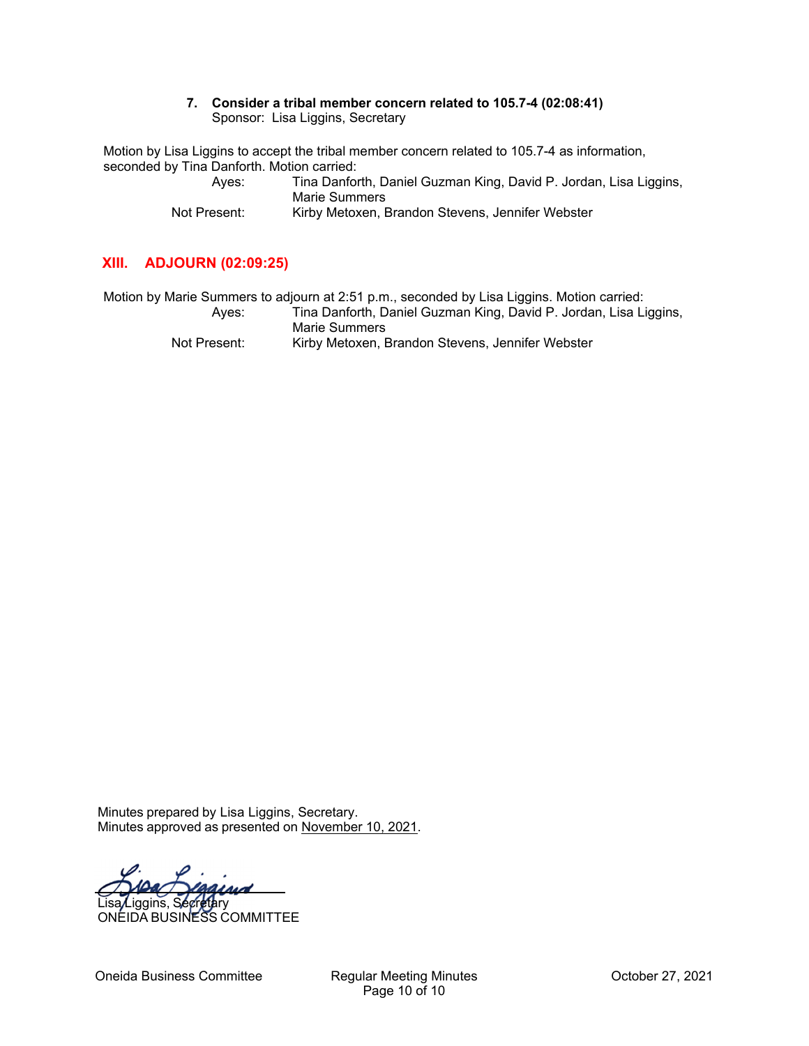**7. Consider a tribal member concern related to 105.7-4 (02:08:41)**
Sponsor: Lisa Liggins, Secretary

Motion by Lisa Liggins to accept the tribal member concern related to 105.7-4 as information, seconded by Tina Danforth. Motion carried:

| | |
|---|---|
| Ayes: | Tina Danforth, Daniel Guzman King, David P. Jordan, Lisa Liggins, Marie Summers |
| Not Present: | Kirby Metoxen, Brandon Stevens, Jennifer Webster |

## XIII. ADJOURN (02:09:25)

Motion by Marie Summers to adjourn at 2:51 p.m., seconded by Lisa Liggins. Motion carried:

| | |
|---|---|
| Ayes: | Tina Danforth, Daniel Guzman King, David P. Jordan, Lisa Liggins, Marie Summers |
| Not Present: | Kirby Metoxen, Brandon Stevens, Jennifer Webster |

Minutes prepared by Lisa Liggins, Secretary.
Minutes approved as presented on November 10, 2021.

Lisa Liggins, Secretary
ONEIDA BUSINESS COMMITTEE